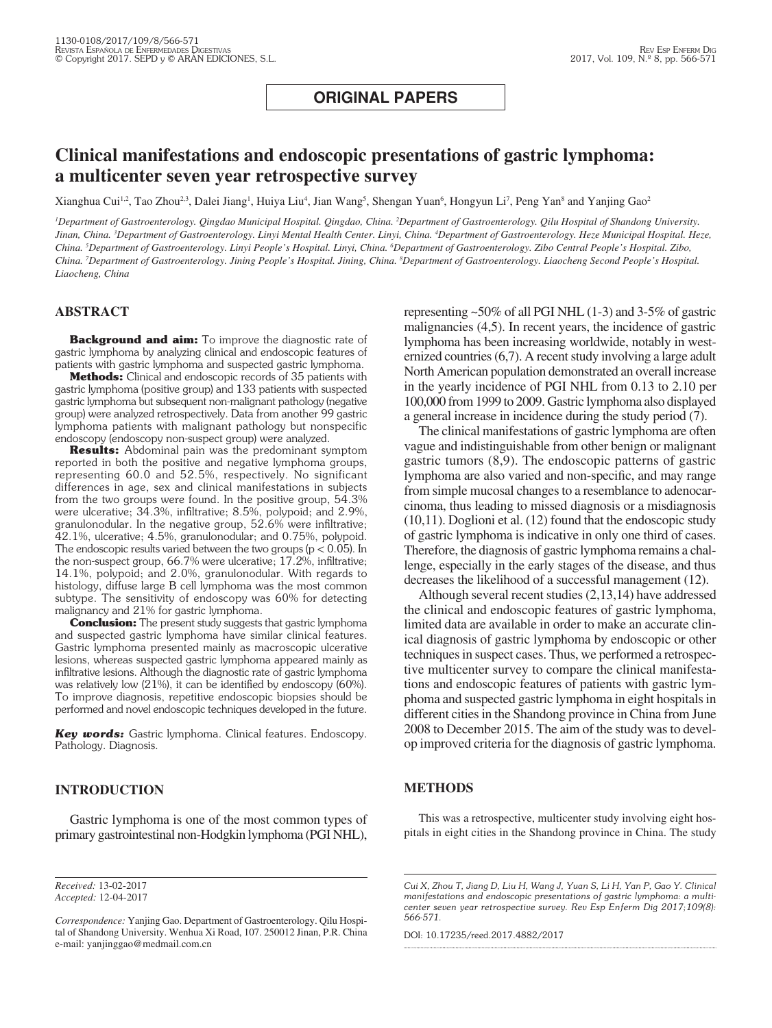ORIGINAL PAPERS

# Clinical manifestations and endoscopic presentations of gastric lymphoma: a multicenter seven year retrospective survey

Xianghua Cui[1,2], Tao Zhou[2,3], Dalei Jiang[1], Huiya Liu[4], Jian Wang[5], Shengan Yuan[6], Hongyun Li[7], Peng Yan[8] and Yanjing Gao[2]

*[1]Department of Gastroenterology. Qingdao Municipal Hospital. Qingdao, China. [2]Department of Gastroenterology. Qilu Hospital of Shandong University. Jinan, China. [3]Department of Gastroenterology. Linyi Mental Health Center. Linyi, China. [4]Department of Gastroenterology. Heze Municipal Hospital. Heze, China. [5]Department of Gastroenterology. Linyi People's Hospital. Linyi, China. [6]Department of Gastroenterology. Zibo Central People's Hospital. Zibo, China. [7]Department of Gastroenterology. Jining People's Hospital. Jining, China. [8]Department of Gastroenterology. Liaocheng Second People's Hospital. Liaocheng, China*

## ABSTRACT

**Background and aim:** To improve the diagnostic rate of gastric lymphoma by analyzing clinical and endoscopic features of patients with gastric lymphoma and suspected gastric lymphoma.

**Methods:** Clinical and endoscopic records of 35 patients with gastric lymphoma (positive group) and 133 patients with suspected gastric lymphoma but subsequent non-malignant pathology (negative group) were analyzed retrospectively. Data from another 99 gastric lymphoma patients with malignant pathology but nonspecific endoscopy (endoscopy non-suspect group) were analyzed.

**Results:** Abdominal pain was the predominant symptom reported in both the positive and negative lymphoma groups, representing 60.0 and 52.5%, respectively. No significant differences in age, sex and clinical manifestations in subjects from the two groups were found. In the positive group, 54.3% were ulcerative; 34.3%, infiltrative; 8.5%, polypoid; and 2.9%, granulonodular. In the negative group, 52.6% were infiltrative; 42.1%, ulcerative; 4.5%, granulonodular; and 0.75%, polypoid. The endoscopic results varied between the two groups ($p < 0.05$). In the non-suspect group, 66.7% were ulcerative; 17.2%, infiltrative; 14.1%, polypoid; and 2.0%, granulonodular. With regards to histology, diffuse large B cell lymphoma was the most common subtype. The sensitivity of endoscopy was 60% for detecting malignancy and 21% for gastric lymphoma.

**Conclusion:** The present study suggests that gastric lymphoma and suspected gastric lymphoma have similar clinical features. Gastric lymphoma presented mainly as macroscopic ulcerative lesions, whereas suspected gastric lymphoma appeared mainly as infiltrative lesions. Although the diagnostic rate of gastric lymphoma was relatively low (21%), it can be identified by endoscopy (60%). To improve diagnosis, repetitive endoscopic biopsies should be performed and novel endoscopic techniques developed in the future.

***Key words:*** Gastric lymphoma. Clinical features. Endoscopy. Pathology. Diagnosis.

## INTRODUCTION

Gastric lymphoma is one of the most common types of primary gastrointestinal non-Hodgkin lymphoma (PGI NHL), representing ~50% of all PGI NHL (1-3) and 3-5% of gastric malignancies (4,5). In recent years, the incidence of gastric lymphoma has been increasing worldwide, notably in westernized countries (6,7). A recent study involving a large adult North American population demonstrated an overall increase in the yearly incidence of PGI NHL from 0.13 to 2.10 per 100,000 from 1999 to 2009. Gastric lymphoma also displayed a general increase in incidence during the study period (7).

The clinical manifestations of gastric lymphoma are often vague and indistinguishable from other benign or malignant gastric tumors (8,9). The endoscopic patterns of gastric lymphoma are also varied and non-specific, and may range from simple mucosal changes to a resemblance to adenocarcinoma, thus leading to missed diagnosis or a misdiagnosis (10,11). Doglioni et al. (12) found that the endoscopic study of gastric lymphoma is indicative in only one third of cases. Therefore, the diagnosis of gastric lymphoma remains a challenge, especially in the early stages of the disease, and thus decreases the likelihood of a successful management (12).

Although several recent studies (2,13,14) have addressed the clinical and endoscopic features of gastric lymphoma, limited data are available in order to make an accurate clinical diagnosis of gastric lymphoma by endoscopic or other techniques in suspect cases. Thus, we performed a retrospective multicenter survey to compare the clinical manifestations and endoscopic features of patients with gastric lymphoma and suspected gastric lymphoma in eight hospitals in different cities in the Shandong province in China from June 2008 to December 2015. The aim of the study was to develop improved criteria for the diagnosis of gastric lymphoma.

## METHODS

This was a retrospective, multicenter study involving eight hospitals in eight cities in the Shandong province in China. The study

*Received:* 13-02-2017
*Accepted:* 12-04-2017

*Correspondence:* Yanjing Gao. Department of Gastroenterology. Qilu Hospital of Shandong University. Wenhua Xi Road, 107. 250012 Jinan, P.R. China
e-mail: yanjinggao@medmail.com.cn

*Cui X, Zhou T, Jiang D, Liu H, Wang J, Yuan S, Li H, Yan P, Gao Y. Clinical manifestations and endoscopic presentations of gastric lymphoma: a multicenter seven year retrospective survey. Rev Esp Enferm Dig 2017;109(8): 566-571.*

DOI: 10.17235/reed.2017.4882/2017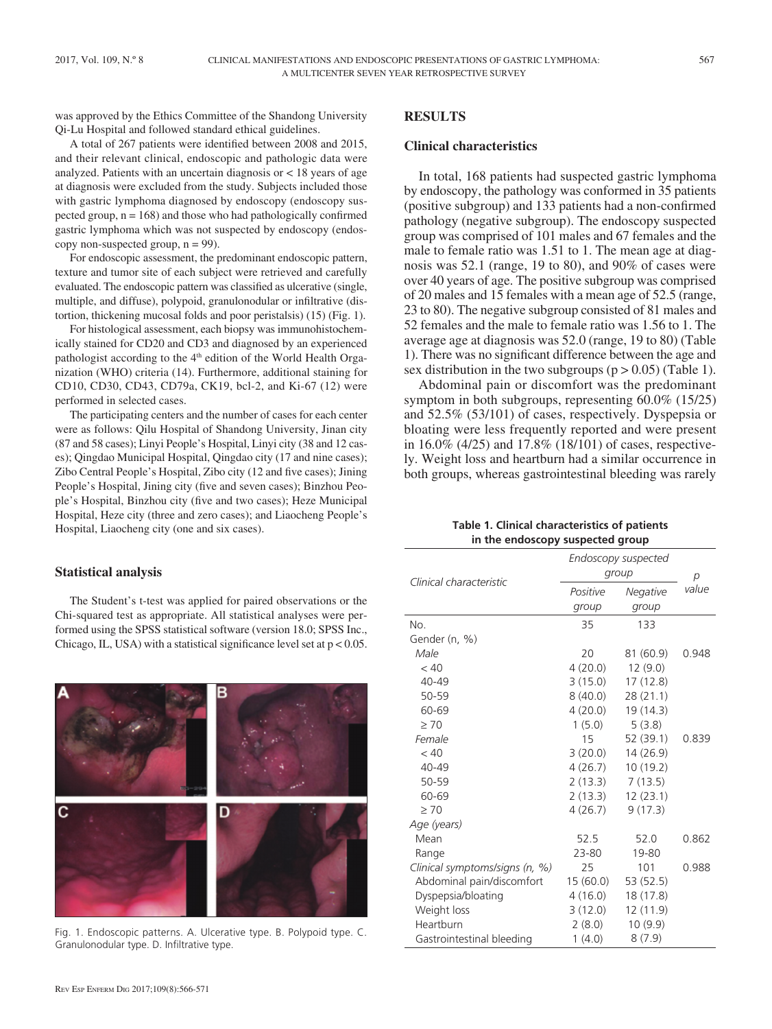was approved by the Ethics Committee of the Shandong University Qi-Lu Hospital and followed standard ethical guidelines.

A total of 267 patients were identified between 2008 and 2015, and their relevant clinical, endoscopic and pathologic data were analyzed. Patients with an uncertain diagnosis or < 18 years of age at diagnosis were excluded from the study. Subjects included those with gastric lymphoma diagnosed by endoscopy (endoscopy suspected group, n = 168) and those who had pathologically confirmed gastric lymphoma which was not suspected by endoscopy (endoscopy non-suspected group, n = 99).

For endoscopic assessment, the predominant endoscopic pattern, texture and tumor site of each subject were retrieved and carefully evaluated. The endoscopic pattern was classified as ulcerative (single, multiple, and diffuse), polypoid, granulonodular or infiltrative (distortion, thickening mucosal folds and poor peristalsis) (15) (Fig. 1).

For histological assessment, each biopsy was immunohistochemically stained for CD20 and CD3 and diagnosed by an experienced pathologist according to the 4th edition of the World Health Organization (WHO) criteria (14). Furthermore, additional staining for CD10, CD30, CD43, CD79a, CK19, bcl-2, and Ki-67 (12) were performed in selected cases.

The participating centers and the number of cases for each center were as follows: Qilu Hospital of Shandong University, Jinan city (87 and 58 cases); Linyi People's Hospital, Linyi city (38 and 12 cases); Qingdao Municipal Hospital, Qingdao city (17 and nine cases); Zibo Central People's Hospital, Zibo city (12 and five cases); Jining People's Hospital, Jining city (five and seven cases); Binzhou People's Hospital, Binzhou city (five and two cases); Heze Municipal Hospital, Heze city (three and zero cases); and Liaocheng People's Hospital, Liaocheng city (one and six cases).

### Statistical analysis

The Student's t-test was applied for paired observations or the Chi-squared test as appropriate. All statistical analyses were performed using the SPSS statistical software (version 18.0; SPSS Inc., Chicago, IL, USA) with a statistical significance level set at $p < 0.05$.

Fig. 1. Endoscopic patterns. A. Ulcerative type. B. Polypoid type. C. Granulonodular type. D. Infiltrative type.

## RESULTS

### Clinical characteristics

In total, 168 patients had suspected gastric lymphoma by endoscopy, the pathology was conformed in 35 patients (positive subgroup) and 133 patients had a non-confirmed pathology (negative subgroup). The endoscopy suspected group was comprised of 101 males and 67 females and the male to female ratio was 1.51 to 1. The mean age at diagnosis was 52.1 (range, 19 to 80), and 90% of cases were over 40 years of age. The positive subgroup was comprised of 20 males and 15 females with a mean age of 52.5 (range, 23 to 80). The negative subgroup consisted of 81 males and 52 females and the male to female ratio was 1.56 to 1. The average age at diagnosis was 52.0 (range, 19 to 80) (Table 1). There was no significant difference between the age and sex distribution in the two subgroups ($p > 0.05$) (Table 1).

Abdominal pain or discomfort was the predominant symptom in both subgroups, representing 60.0% (15/25) and 52.5% (53/101) of cases, respectively. Dyspepsia or bloating were less frequently reported and were present in 16.0% (4/25) and 17.8% (18/101) of cases, respectively. Weight loss and heartburn had a similar occurrence in both groups, whereas gastrointestinal bleeding was rarely

**Table 1. Clinical characteristics of patients in the endoscopy suspected group**

| Clinical characteristic | Endoscopy suspected group | | p value |
|---|---|---|---|
| | Positive group | Negative group | |
| No. | 35 | 133 | |
| Gender (n, %) | | | |
| *Male* | 20 | 81 (60.9) | 0.948 |
| < 40 | 4 (20.0) | 12 (9.0) | |
| 40-49 | 3 (15.0) | 17 (12.8) | |
| 50-59 | 8 (40.0) | 28 (21.1) | |
| 60-69 | 4 (20.0) | 19 (14.3) | |
| ≥ 70 | 1 (5.0) | 5 (3.8) | |
| *Female* | 15 | 52 (39.1) | 0.839 |
| < 40 | 3 (20.0) | 14 (26.9) | |
| 40-49 | 4 (26.7) | 10 (19.2) | |
| 50-59 | 2 (13.3) | 7 (13.5) | |
| 60-69 | 2 (13.3) | 12 (23.1) | |
| ≥ 70 | 4 (26.7) | 9 (17.3) | |
| *Age (years)* | | | |
| Mean | 52.5 | 52.0 | 0.862 |
| Range | 23-80 | 19-80 | |
| *Clinical symptoms/signs (n, %)* | 25 | 101 | 0.988 |
| Abdominal pain/discomfort | 15 (60.0) | 53 (52.5) | |
| Dyspepsia/bloating | 4 (16.0) | 18 (17.8) | |
| Weight loss | 3 (12.0) | 12 (11.9) | |
| Heartburn | 2 (8.0) | 10 (9.9) | |
| Gastrointestinal bleeding | 1 (4.0) | 8 (7.9) | |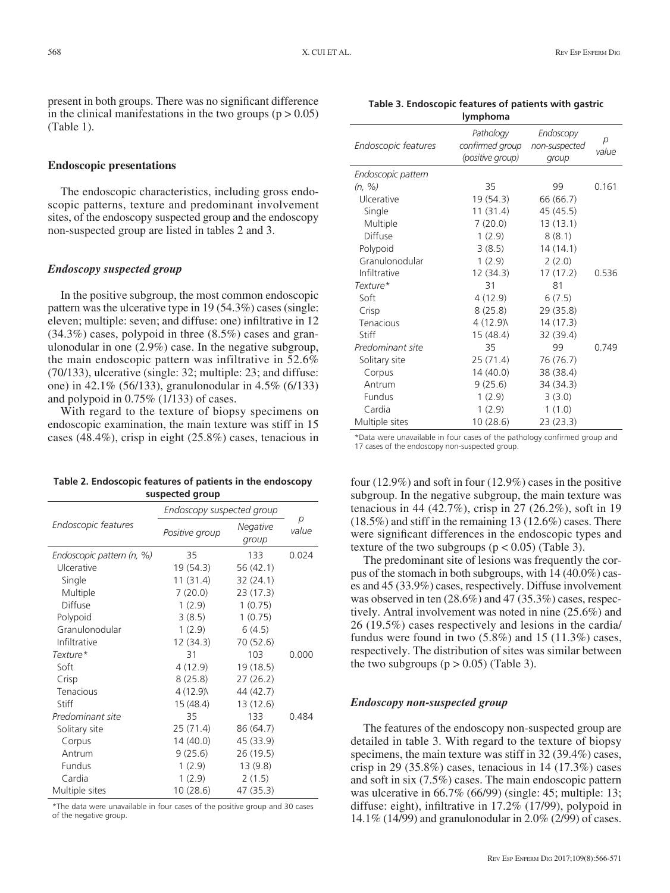present in both groups. There was no significant difference in the clinical manifestations in the two groups ($p > 0.05$) (Table 1).

### Endoscopic presentations

The endoscopic characteristics, including gross endoscopic patterns, texture and predominant involvement sites, of the endoscopy suspected group and the endoscopy non-suspected group are listed in tables 2 and 3.

#### *Endoscopy suspected group*

In the positive subgroup, the most common endoscopic pattern was the ulcerative type in 19 (54.3%) cases (single: eleven; multiple: seven; and diffuse: one) infiltrative in 12 (34.3%) cases, polypoid in three (8.5%) cases and granulonodular in one (2.9%) case. In the negative subgroup, the main endoscopic pattern was infiltrative in 52.6% (70/133), ulcerative (single: 32; multiple: 23; and diffuse: one) in 42.1% (56/133), granulonodular in 4.5% (6/133) and polypoid in 0.75% (1/133) of cases.

With regard to the texture of biopsy specimens on endoscopic examination, the main texture was stiff in 15 cases (48.4%), crisp in eight (25.8%) cases, tenacious in four (12.9%) and soft in four (12.9%) cases in the positive subgroup. In the negative subgroup, the main texture was tenacious in 44 (42.7%), crisp in 27 (26.2%), soft in 19 (18.5%) and stiff in the remaining 13 (12.6%) cases. There were significant differences in the endoscopic types and texture of the two subgroups ($p < 0.05$) (Table 3).

The predominant site of lesions was frequently the corpus of the stomach in both subgroups, with 14 (40.0%) cases and 45 (33.9%) cases, respectively. Diffuse involvement was observed in ten (28.6%) and 47 (35.3%) cases, respectively. Antral involvement was noted in nine (25.6%) and 26 (19.5%) cases respectively and lesions in the cardia/fundus were found in two (5.8%) and 15 (11.3%) cases, respectively. The distribution of sites was similar between the two subgroups ($p > 0.05$) (Table 3).

**Table 2. Endoscopic features of patients in the endoscopy suspected group**

| Endoscopic features | Endoscopy suspected group | | p value |
|---|---|---|---|
| | Positive group | Negative group | |
| *Endoscopic pattern (n, %)* | 35 | 133 | 0.024 |
| Ulcerative | 19 (54.3) | 56 (42.1) | |
| Single | 11 (31.4) | 32 (24.1) | |
| Multiple | 7 (20.0) | 23 (17.3) | |
| Diffuse | 1 (2.9) | 1 (0.75) | |
| Polypoid | 3 (8.5) | 1 (0.75) | |
| Granulonodular | 1 (2.9) | 6 (4.5) | |
| Infiltrative | 12 (34.3) | 70 (52.6) | |
| *Texture** | 31 | 103 | 0.000 |
| Soft | 4 (12.9) | 19 (18.5) | |
| Crisp | 8 (25.8) | 27 (26.2) | |
| Tenacious | 4 (12.9)\ | 44 (42.7) | |
| Stiff | 15 (48.4) | 13 (12.6) | |
| *Predominant site* | 35 | 133 | 0.484 |
| Solitary site | 25 (71.4) | 86 (64.7) | |
| Corpus | 14 (40.0) | 45 (33.9) | |
| Antrum | 9 (25.6) | 26 (19.5) | |
| Fundus | 1 (2.9) | 13 (9.8) | |
| Cardia | 1 (2.9) | 2 (1.5) | |
| Multiple sites | 10 (28.6) | 47 (35.3) | |

*The data were unavailable in four cases of the positive group and 30 cases of the negative group.

**Table 3. Endoscopic features of patients with gastric lymphoma**

| Endoscopic features | Pathology confirmed group (positive group) | Endoscopy non-suspected group | p value |
|---|---|---|---|
| *Endoscopic pattern (n, %)* | 35 | 99 | 0.161 |
| Ulcerative | 19 (54.3) | 66 (66.7) | |
| Single | 11 (31.4) | 45 (45.5) | |
| Multiple | 7 (20.0) | 13 (13.1) | |
| Diffuse | 1 (2.9) | 8 (8.1) | |
| Polypoid | 3 (8.5) | 14 (14.1) | |
| Granulonodular | 1 (2.9) | 2 (2.0) | |
| Infiltrative | 12 (34.3) | 17 (17.2) | 0.536 |
| *Texture** | 31 | 81 | |
| Soft | 4 (12.9) | 6 (7.5) | |
| Crisp | 8 (25.8) | 29 (35.8) | |
| Tenacious | 4 (12.9)\ | 14 (17.3) | |
| Stiff | 15 (48.4) | 32 (39.4) | |
| *Predominant site* | 35 | 99 | 0.749 |
| Solitary site | 25 (71.4) | 76 (76.7) | |
| Corpus | 14 (40.0) | 38 (38.4) | |
| Antrum | 9 (25.6) | 34 (34.3) | |
| Fundus | 1 (2.9) | 3 (3.0) | |
| Cardia | 1 (2.9) | 1 (1.0) | |
| Multiple sites | 10 (28.6) | 23 (23.3) | |

*Data were unavailable in four cases of the pathology confirmed group and 17 cases of the endoscopy non-suspected group.

#### *Endoscopy non-suspected group*

The features of the endoscopy non-suspected group are detailed in table 3. With regard to the texture of biopsy specimens, the main texture was stiff in 32 (39.4%) cases, crisp in 29 (35.8%) cases, tenacious in 14 (17.3%) cases and soft in six (7.5%) cases. The main endoscopic pattern was ulcerative in 66.7% (66/99) (single: 45; multiple: 13; diffuse: eight), infiltrative in 17.2% (17/99), polypoid in 14.1% (14/99) and granulonodular in 2.0% (2/99) of cases.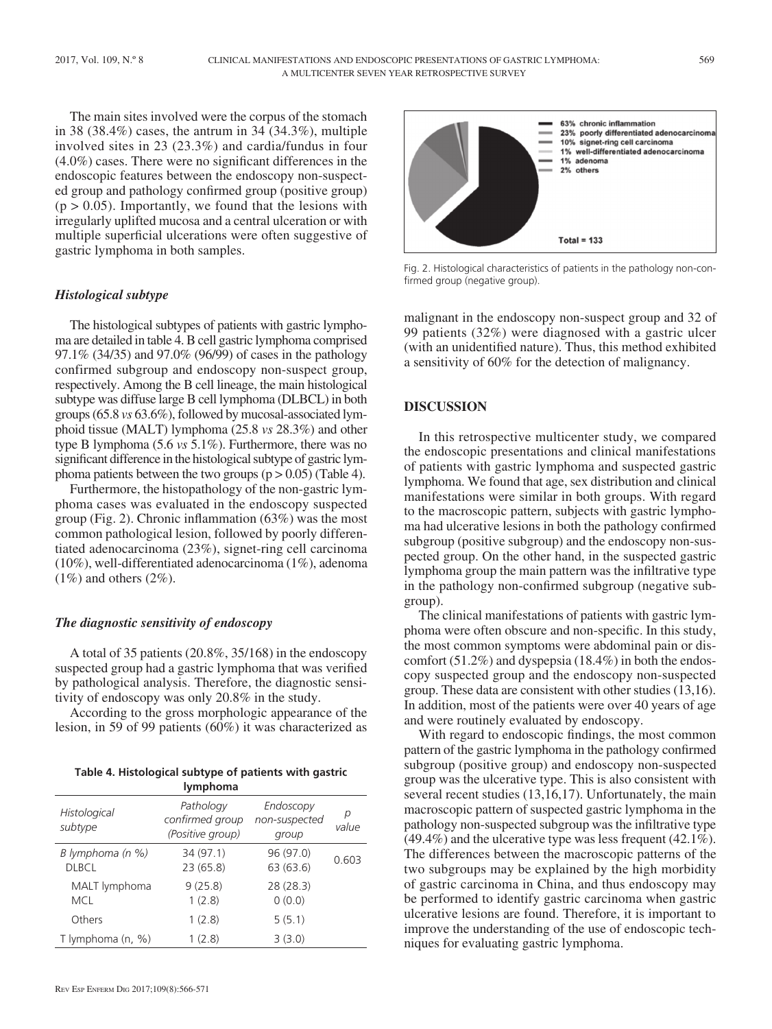The main sites involved were the corpus of the stomach in 38 (38.4%) cases, the antrum in 34 (34.3%), multiple involved sites in 23 (23.3%) and cardia/fundus in four (4.0%) cases. There were no significant differences in the endoscopic features between the endoscopy non-suspected group and pathology confirmed group (positive group) ($p > 0.05$). Importantly, we found that the lesions with irregularly uplifted mucosa and a central ulceration or with multiple superficial ulcerations were often suggestive of gastric lymphoma in both samples.

### *Histological subtype*

The histological subtypes of patients with gastric lymphoma are detailed in table 4. B cell gastric lymphoma comprised 97.1% (34/35) and 97.0% (96/99) of cases in the pathology confirmed subgroup and endoscopy non-suspect group, respectively. Among the B cell lineage, the main histological subtype was diffuse large B cell lymphoma (DLBCL) in both groups (65.8 *vs* 63.6%), followed by mucosal-associated lymphoid tissue (MALT) lymphoma (25.8 *vs* 28.3%) and other type B lymphoma (5.6 *vs* 5.1%). Furthermore, there was no significant difference in the histological subtype of gastric lymphoma patients between the two groups ($p > 0.05$) (Table 4).

Furthermore, the histopathology of the non-gastric lymphoma cases was evaluated in the endoscopy suspected group (Fig. 2). Chronic inflammation (63%) was the most common pathological lesion, followed by poorly differentiated adenocarcinoma (23%), signet-ring cell carcinoma (10%), well-differentiated adenocarcinoma (1%), adenoma (1%) and others (2%).

### *The diagnostic sensitivity of endoscopy*

A total of 35 patients (20.8%, 35/168) in the endoscopy suspected group had a gastric lymphoma that was verified by pathological analysis. Therefore, the diagnostic sensitivity of endoscopy was only 20.8% in the study.

According to the gross morphologic appearance of the lesion, in 59 of 99 patients (60%) it was characterized as malignant in the endoscopy non-suspect group and 32 of 99 patients (32%) were diagnosed with a gastric ulcer (with an unidentified nature). Thus, this method exhibited a sensitivity of 60% for the detection of malignancy.

**Table 4. Histological subtype of patients with gastric lymphoma**

| *Histological subtype* | *Pathology confirmed group (Positive group)* | *Endoscopy non-suspected group* | *p value* |
|---|---|---|---|
| B lymphoma (n %) | 34 (97.1) | 96 (97.0) | 0.603 |
| DLBCL | 23 (65.8) | 63 (63.6) | |
| MALT lymphoma | 9 (25.8) | 28 (28.3) | |
| MCL | 1 (2.8) | 0 (0.0) | |
| Others | 1 (2.8) | 5 (5.1) | |
| T lymphoma (n, %) | 1 (2.8) | 3 (3.0) | |

63% chronic inflammation
23% poorly differentiated adenocarcinoma
10% signet-ring cell carcinoma
1% well-differentiated adenocarcinoma
1% adenoma
2% others

Total = 133

Fig. 2. Histological characteristics of patients in the pathology non-confirmed group (negative group).

## DISCUSSION

In this retrospective multicenter study, we compared the endoscopic presentations and clinical manifestations of patients with gastric lymphoma and suspected gastric lymphoma. We found that age, sex distribution and clinical manifestations were similar in both groups. With regard to the macroscopic pattern, subjects with gastric lymphoma had ulcerative lesions in both the pathology confirmed subgroup (positive subgroup) and the endoscopy non-suspected group. On the other hand, in the suspected gastric lymphoma group the main pattern was the infiltrative type in the pathology non-confirmed subgroup (negative subgroup).

The clinical manifestations of patients with gastric lymphoma were often obscure and non-specific. In this study, the most common symptoms were abdominal pain or discomfort (51.2%) and dyspepsia (18.4%) in both the endoscopy suspected group and the endoscopy non-suspected group. These data are consistent with other studies (13,16). In addition, most of the patients were over 40 years of age and were routinely evaluated by endoscopy.

With regard to endoscopic findings, the most common pattern of the gastric lymphoma in the pathology confirmed subgroup (positive group) and endoscopy non-suspected group was the ulcerative type. This is also consistent with several recent studies (13,16,17). Unfortunately, the main macroscopic pattern of suspected gastric lymphoma in the pathology non-suspected subgroup was the infiltrative type (49.4%) and the ulcerative type was less frequent (42.1%). The differences between the macroscopic patterns of the two subgroups may be explained by the high morbidity of gastric carcinoma in China, and thus endoscopy may be performed to identify gastric carcinoma when gastric ulcerative lesions are found. Therefore, it is important to improve the understanding of the use of endoscopic techniques for evaluating gastric lymphoma.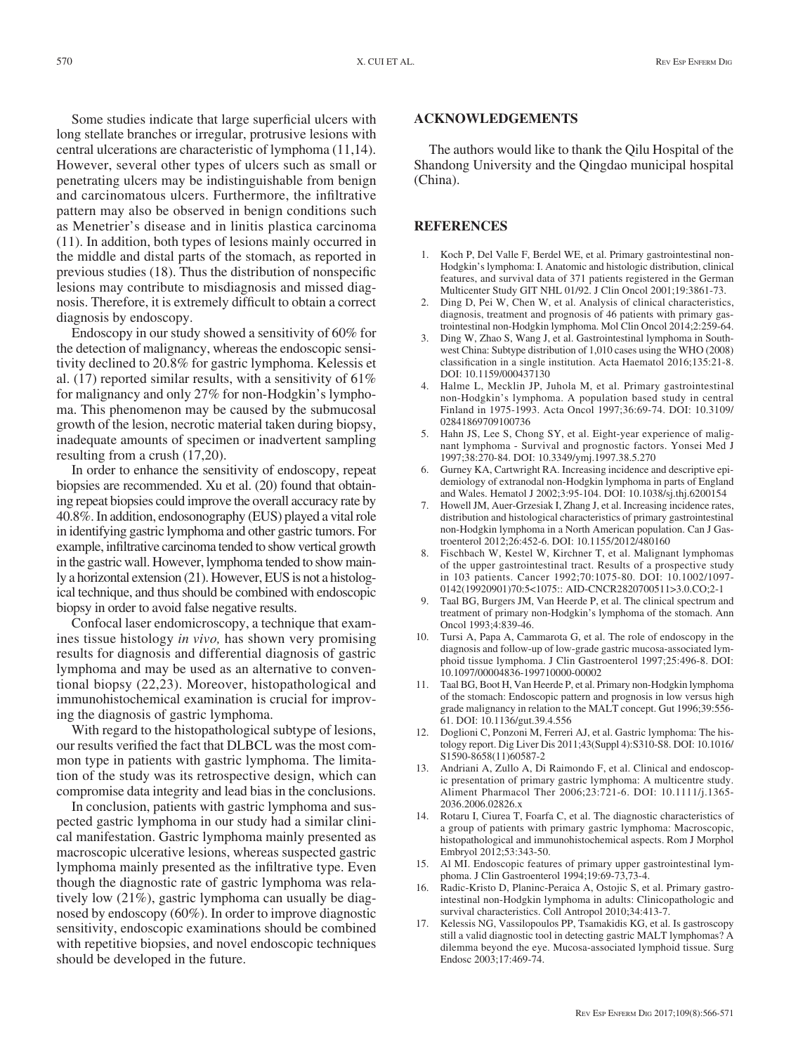Some studies indicate that large superficial ulcers with long stellate branches or irregular, protrusive lesions with central ulcerations are characteristic of lymphoma (11,14). However, several other types of ulcers such as small or penetrating ulcers may be indistinguishable from benign and carcinomatous ulcers. Furthermore, the infiltrative pattern may also be observed in benign conditions such as Menetrier's disease and in linitis plastica carcinoma (11). In addition, both types of lesions mainly occurred in the middle and distal parts of the stomach, as reported in previous studies (18). Thus the distribution of nonspecific lesions may contribute to misdiagnosis and missed diagnosis. Therefore, it is extremely difficult to obtain a correct diagnosis by endoscopy.

Endoscopy in our study showed a sensitivity of 60% for the detection of malignancy, whereas the endoscopic sensitivity declined to 20.8% for gastric lymphoma. Kelessis et al. (17) reported similar results, with a sensitivity of 61% for malignancy and only 27% for non-Hodgkin's lymphoma. This phenomenon may be caused by the submucosal growth of the lesion, necrotic material taken during biopsy, inadequate amounts of specimen or inadvertent sampling resulting from a crush (17,20).

In order to enhance the sensitivity of endoscopy, repeat biopsies are recommended. Xu et al. (20) found that obtaining repeat biopsies could improve the overall accuracy rate by 40.8%. In addition, endosonography (EUS) played a vital role in identifying gastric lymphoma and other gastric tumors. For example, infiltrative carcinoma tended to show vertical growth in the gastric wall. However, lymphoma tended to show mainly a horizontal extension (21). However, EUS is not a histological technique, and thus should be combined with endoscopic biopsy in order to avoid false negative results.

Confocal laser endomicroscopy, a technique that examines tissue histology *in vivo,* has shown very promising results for diagnosis and differential diagnosis of gastric lymphoma and may be used as an alternative to conventional biopsy (22,23). Moreover, histopathological and immunohistochemical examination is crucial for improving the diagnosis of gastric lymphoma.

With regard to the histopathological subtype of lesions, our results verified the fact that DLBCL was the most common type in patients with gastric lymphoma. The limitation of the study was its retrospective design, which can compromise data integrity and lead bias in the conclusions.

In conclusion, patients with gastric lymphoma and suspected gastric lymphoma in our study had a similar clinical manifestation. Gastric lymphoma mainly presented as macroscopic ulcerative lesions, whereas suspected gastric lymphoma mainly presented as the infiltrative type. Even though the diagnostic rate of gastric lymphoma was relatively low (21%), gastric lymphoma can usually be diagnosed by endoscopy (60%). In order to improve diagnostic sensitivity, endoscopic examinations should be combined with repetitive biopsies, and novel endoscopic techniques should be developed in the future.

## ACKNOWLEDGEMENTS

The authors would like to thank the Qilu Hospital of the Shandong University and the Qingdao municipal hospital (China).

## REFERENCES

1. Koch P, Del Valle F, Berdel WE, et al. Primary gastrointestinal non-Hodgkin's lymphoma: I. Anatomic and histologic distribution, clinical features, and survival data of 371 patients registered in the German Multicenter Study GIT NHL 01/92. J Clin Oncol 2001;19:3861-73.
2. Ding D, Pei W, Chen W, et al. Analysis of clinical characteristics, diagnosis, treatment and prognosis of 46 patients with primary gastrointestinal non-Hodgkin lymphoma. Mol Clin Oncol 2014;2:259-64.
3. Ding W, Zhao S, Wang J, et al. Gastrointestinal lymphoma in Southwest China: Subtype distribution of 1,010 cases using the WHO (2008) classification in a single institution. Acta Haematol 2016;135:21-8. DOI: 10.1159/000437130
4. Halme L, Mecklin JP, Juhola M, et al. Primary gastrointestinal non-Hodgkin's lymphoma. A population based study in central Finland in 1975-1993. Acta Oncol 1997;36:69-74. DOI: 10.3109/02841869709100736
5. Hahn JS, Lee S, Chong SY, et al. Eight-year experience of malignant lymphoma - Survival and prognostic factors. Yonsei Med J 1997;38:270-84. DOI: 10.3349/ymj.1997.38.5.270
6. Gurney KA, Cartwright RA. Increasing incidence and descriptive epidemiology of extranodal non-Hodgkin lymphoma in parts of England and Wales. Hematol J 2002;3:95-104. DOI: 10.1038/sj.thj.6200154
7. Howell JM, Auer-Grzesiak I, Zhang J, et al. Increasing incidence rates, distribution and histological characteristics of primary gastrointestinal non-Hodgkin lymphoma in a North American population. Can J Gastroenterol 2012;26:452-6. DOI: 10.1155/2012/480160
8. Fischbach W, Kestel W, Kirchner T, et al. Malignant lymphomas of the upper gastrointestinal tract. Results of a prospective study in 103 patients. Cancer 1992;70:1075-80. DOI: 10.1002/1097-0142(19920901)70:5<1075:: AID-CNCR2820700511>3.0.CO;2-1
9. Taal BG, Burgers JM, Van Heerde P, et al. The clinical spectrum and treatment of primary non-Hodgkin's lymphoma of the stomach. Ann Oncol 1993;4:839-46.
10. Tursi A, Papa A, Cammarota G, et al. The role of endoscopy in the diagnosis and follow-up of low-grade gastric mucosa-associated lymphoid tissue lymphoma. J Clin Gastroenterol 1997;25:496-8. DOI: 10.1097/00004836-199710000-00002
11. Taal BG, Boot H, Van Heerde P, et al. Primary non-Hodgkin lymphoma of the stomach: Endoscopic pattern and prognosis in low versus high grade malignancy in relation to the MALT concept. Gut 1996;39:556-61. DOI: 10.1136/gut.39.4.556
12. Doglioni C, Ponzoni M, Ferreri AJ, et al. Gastric lymphoma: The histology report. Dig Liver Dis 2011;43(Suppl 4):S310-S8. DOI: 10.1016/S1590-8658(11)60587-2
13. Andriani A, Zullo A, Di Raimondo F, et al. Clinical and endoscopic presentation of primary gastric lymphoma: A multicentre study. Aliment Pharmacol Ther 2006;23:721-6. DOI: 10.1111/j.1365-2036.2006.02826.x
14. Rotaru I, Ciurea T, Foarfa C, et al. The diagnostic characteristics of a group of patients with primary gastric lymphoma: Macroscopic, histopathological and immunohistochemical aspects. Rom J Morphol Embryol 2012;53:343-50.
15. Al MI. Endoscopic features of primary upper gastrointestinal lymphoma. J Clin Gastroenterol 1994;19:69-73,73-4.
16. Radic-Kristo D, Planinc-Peraica A, Ostojic S, et al. Primary gastrointestinal non-Hodgkin lymphoma in adults: Clinicopathologic and survival characteristics. Coll Antropol 2010;34:413-7.
17. Kelessis NG, Vassilopoulos PP, Tsamakidis KG, et al. Is gastroscopy still a valid diagnostic tool in detecting gastric MALT lymphomas? A dilemma beyond the eye. Mucosa-associated lymphoid tissue. Surg Endosc 2003;17:469-74.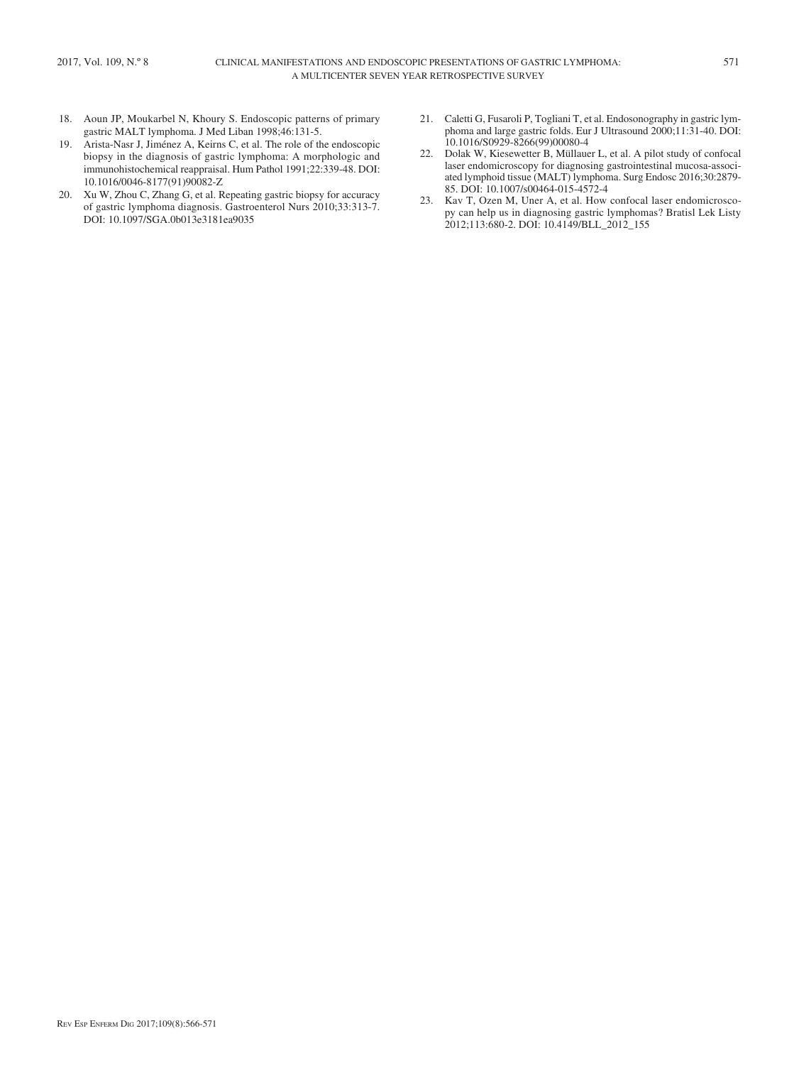18. Aoun JP, Moukarbel N, Khoury S. Endoscopic patterns of primary gastric MALT lymphoma. J Med Liban 1998;46:131-5.
19. Arista-Nasr J, Jiménez A, Keirns C, et al. The role of the endoscopic biopsy in the diagnosis of gastric lymphoma: A morphologic and immunohistochemical reappraisal. Hum Pathol 1991;22:339-48. DOI: 10.1016/0046-8177(91)90082-Z
20. Xu W, Zhou C, Zhang G, et al. Repeating gastric biopsy for accuracy of gastric lymphoma diagnosis. Gastroenterol Nurs 2010;33:313-7. DOI: 10.1097/SGA.0b013e3181ea9035
21. Caletti G, Fusaroli P, Togliani T, et al. Endosonography in gastric lymphoma and large gastric folds. Eur J Ultrasound 2000;11:31-40. DOI: 10.1016/S0929-8266(99)00080-4
22. Dolak W, Kiesewetter B, Müllauer L, et al. A pilot study of confocal laser endomicroscopy for diagnosing gastrointestinal mucosa-associated lymphoid tissue (MALT) lymphoma. Surg Endosc 2016;30:2879-85. DOI: 10.1007/s00464-015-4572-4
23. Kav T, Ozen M, Uner A, et al. How confocal laser endomicroscopy can help us in diagnosing gastric lymphomas? Bratisl Lek Listy 2012;113:680-2. DOI: 10.4149/BLL_2012_155